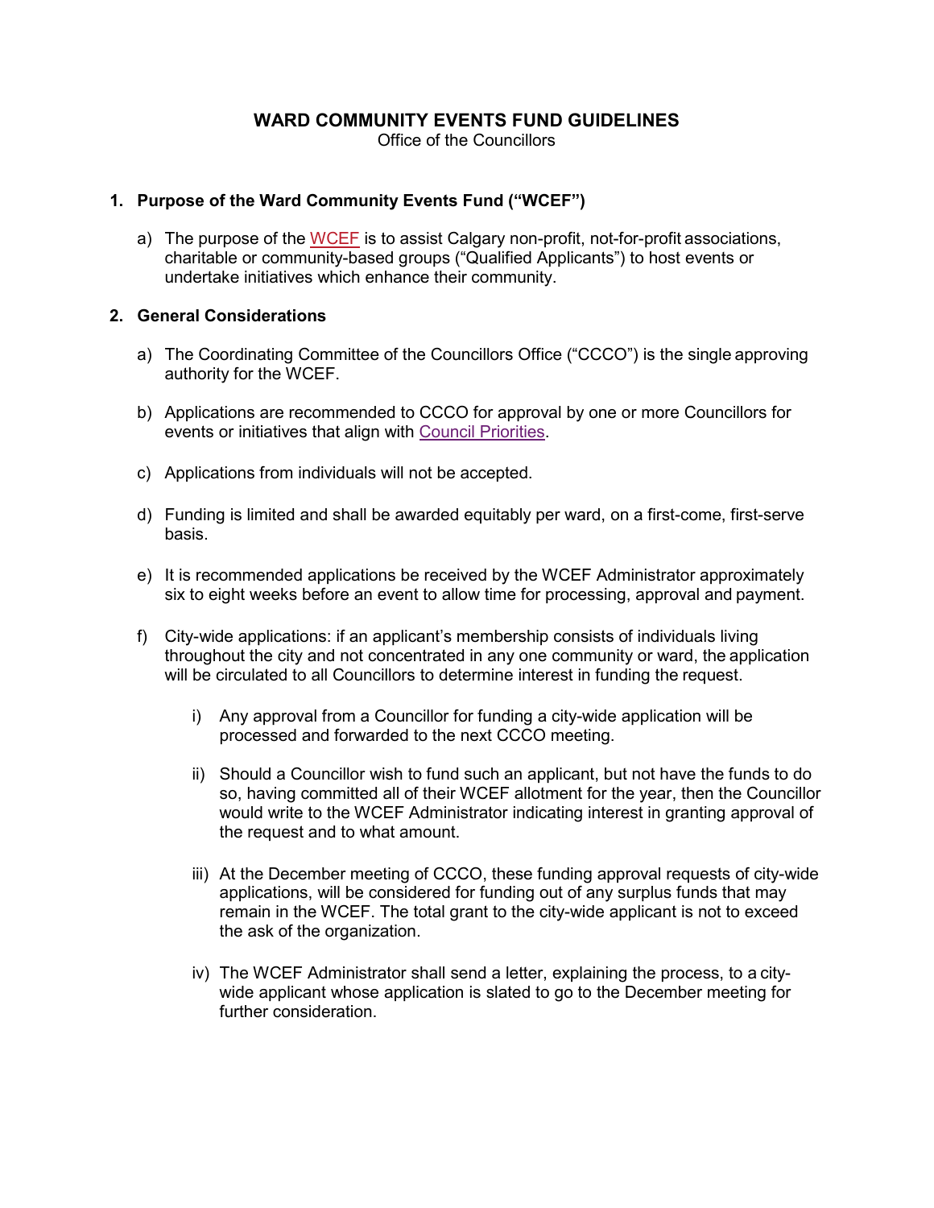# WARD COMMUNITY EVENTS FUND GUIDELINES

Office of the Councillors

## 1. Purpose of the Ward Community Events Fund ("WCEF")

a) The purpose of the WCEF is to assist Calgary non-profit, not-for-profit associations, charitable or community-based groups ("Qualified Applicants") to host events or undertake initiatives which enhance their community.

## 2. General Considerations

a) The Coordinating Committee of the Councillors Office ("CCCO") is the single approving authority for the WCEF.

b) Applications are recommended to CCCO for approval by one or more Councillors for events or initiatives that align with Council Priorities.

c) Applications from individuals will not be accepted.

d) Funding is limited and shall be awarded equitably per ward, on a first-come, first-serve basis.

e) It is recommended applications be received by the WCEF Administrator approximately six to eight weeks before an event to allow time for processing, approval and payment.

f) City-wide applications: if an applicant's membership consists of individuals living throughout the city and not concentrated in any one community or ward, the application will be circulated to all Councillors to determine interest in funding the request.

   i) Any approval from a Councillor for funding a city-wide application will be processed and forwarded to the next CCCO meeting.

   ii) Should a Councillor wish to fund such an applicant, but not have the funds to do so, having committed all of their WCEF allotment for the year, then the Councillor would write to the WCEF Administrator indicating interest in granting approval of the request and to what amount.

   iii) At the December meeting of CCCO, these funding approval requests of city-wide applications, will be considered for funding out of any surplus funds that may remain in the WCEF. The total grant to the city-wide applicant is not to exceed the ask of the organization.

   iv) The WCEF Administrator shall send a letter, explaining the process, to a city-wide applicant whose application is slated to go to the December meeting for further consideration.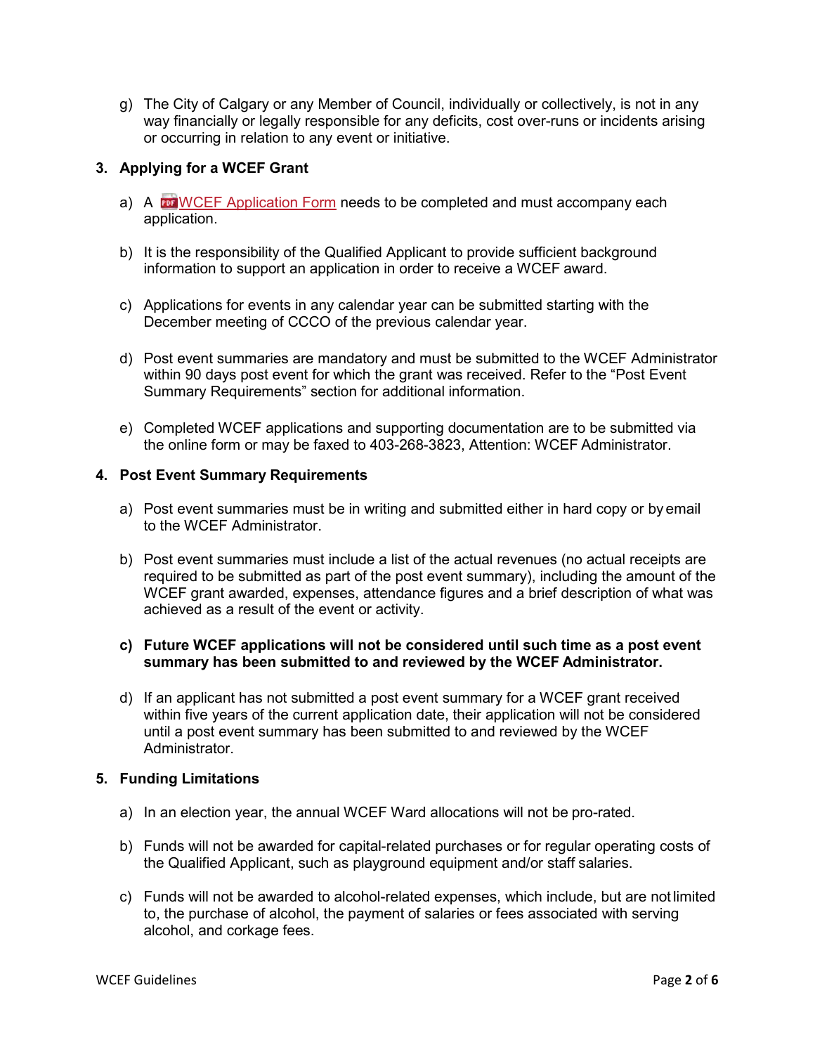g) The City of Calgary or any Member of Council, individually or collectively, is not in any way financially or legally responsible for any deficits, cost over-runs or incidents arising or occurring in relation to any event or initiative.

## 3. Applying for a WCEF Grant

a) A WCEF Application Form needs to be completed and must accompany each application.

b) It is the responsibility of the Qualified Applicant to provide sufficient background information to support an application in order to receive a WCEF award.

c) Applications for events in any calendar year can be submitted starting with the December meeting of CCCO of the previous calendar year.

d) Post event summaries are mandatory and must be submitted to the WCEF Administrator within 90 days post event for which the grant was received. Refer to the “Post Event Summary Requirements” section for additional information.

e) Completed WCEF applications and supporting documentation are to be submitted via the online form or may be faxed to 403-268-3823, Attention: WCEF Administrator.

## 4. Post Event Summary Requirements

a) Post event summaries must be in writing and submitted either in hard copy or by email to the WCEF Administrator.

b) Post event summaries must include a list of the actual revenues (no actual receipts are required to be submitted as part of the post event summary), including the amount of the WCEF grant awarded, expenses, attendance figures and a brief description of what was achieved as a result of the event or activity.

**c) Future WCEF applications will not be considered until such time as a post event summary has been submitted to and reviewed by the WCEF Administrator.**

d) If an applicant has not submitted a post event summary for a WCEF grant received within five years of the current application date, their application will not be considered until a post event summary has been submitted to and reviewed by the WCEF Administrator.

## 5. Funding Limitations

a) In an election year, the annual WCEF Ward allocations will not be pro-rated.

b) Funds will not be awarded for capital-related purchases or for regular operating costs of the Qualified Applicant, such as playground equipment and/or staff salaries.

c) Funds will not be awarded to alcohol-related expenses, which include, but are not limited to, the purchase of alcohol, the payment of salaries or fees associated with serving alcohol, and corkage fees.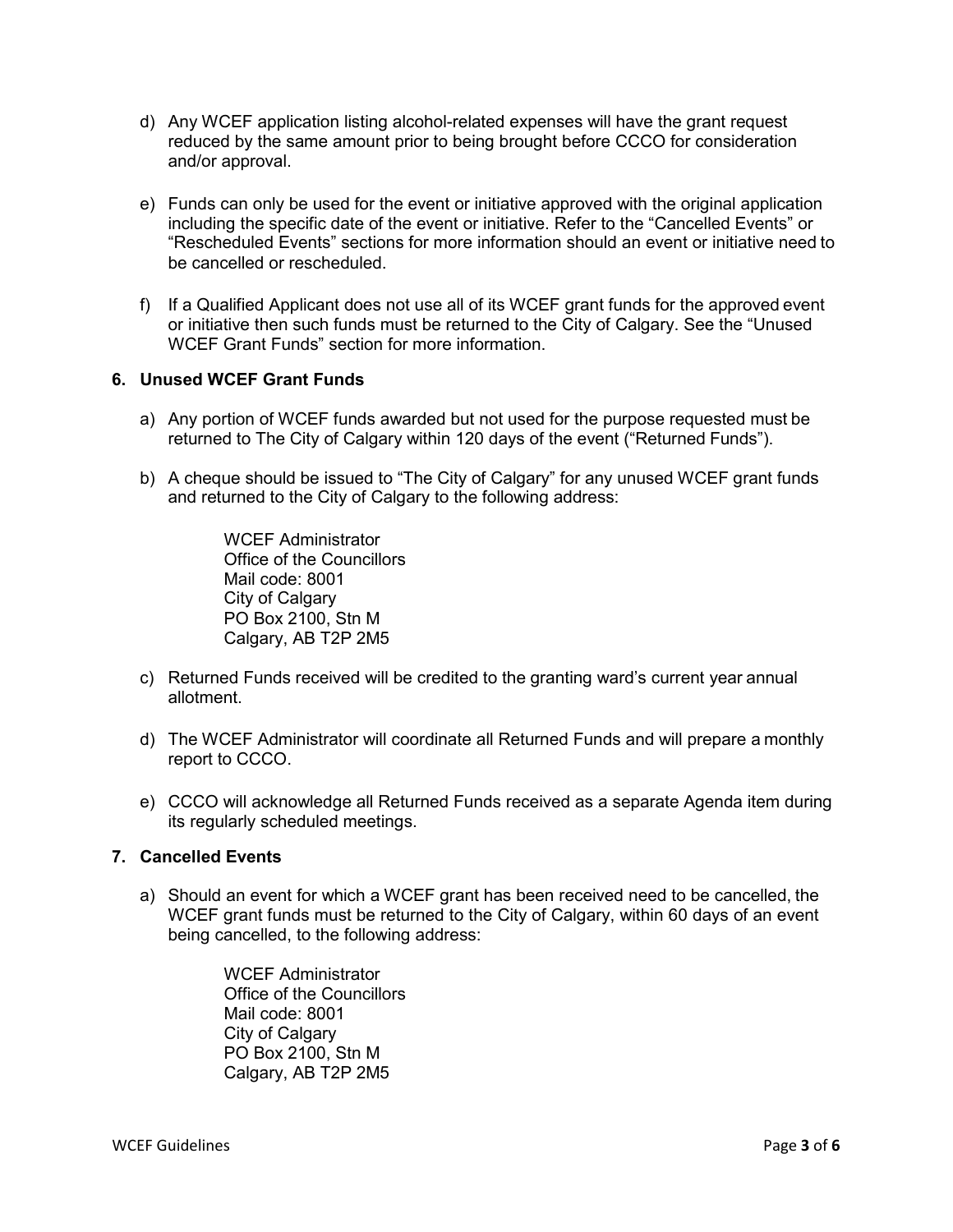d) Any WCEF application listing alcohol-related expenses will have the grant request reduced by the same amount prior to being brought before CCCO for consideration and/or approval.

e) Funds can only be used for the event or initiative approved with the original application including the specific date of the event or initiative. Refer to the "Cancelled Events" or "Rescheduled Events" sections for more information should an event or initiative need to be cancelled or rescheduled.

f) If a Qualified Applicant does not use all of its WCEF grant funds for the approved event or initiative then such funds must be returned to the City of Calgary. See the "Unused WCEF Grant Funds" section for more information.

### 6. Unused WCEF Grant Funds

a) Any portion of WCEF funds awarded but not used for the purpose requested must be returned to The City of Calgary within 120 days of the event ("Returned Funds").

b) A cheque should be issued to "The City of Calgary" for any unused WCEF grant funds and returned to the City of Calgary to the following address:

> WCEF Administrator
> Office of the Councillors
> Mail code: 8001
> City of Calgary
> PO Box 2100, Stn M
> Calgary, AB T2P 2M5

c) Returned Funds received will be credited to the granting ward's current year annual allotment.

d) The WCEF Administrator will coordinate all Returned Funds and will prepare a monthly report to CCCO.

e) CCCO will acknowledge all Returned Funds received as a separate Agenda item during its regularly scheduled meetings.

### 7. Cancelled Events

a) Should an event for which a WCEF grant has been received need to be cancelled, the WCEF grant funds must be returned to the City of Calgary, within 60 days of an event being cancelled, to the following address:

> WCEF Administrator
> Office of the Councillors
> Mail code: 8001
> City of Calgary
> PO Box 2100, Stn M
> Calgary, AB T2P 2M5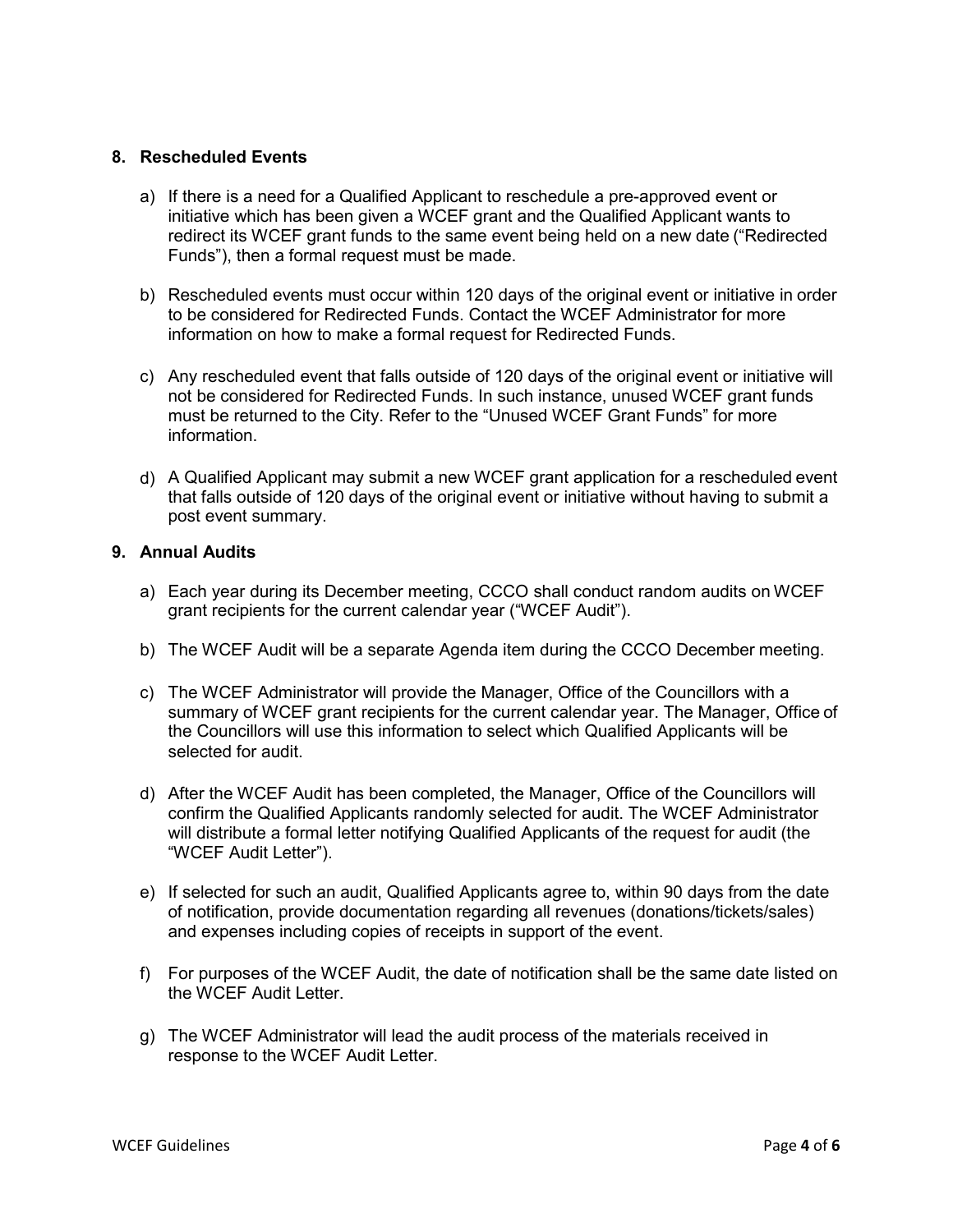### 8. Rescheduled Events

a) If there is a need for a Qualified Applicant to reschedule a pre-approved event or initiative which has been given a WCEF grant and the Qualified Applicant wants to redirect its WCEF grant funds to the same event being held on a new date ("Redirected Funds"), then a formal request must be made.

b) Rescheduled events must occur within 120 days of the original event or initiative in order to be considered for Redirected Funds. Contact the WCEF Administrator for more information on how to make a formal request for Redirected Funds.

c) Any rescheduled event that falls outside of 120 days of the original event or initiative will not be considered for Redirected Funds. In such instance, unused WCEF grant funds must be returned to the City. Refer to the "Unused WCEF Grant Funds" for more information.

d) A Qualified Applicant may submit a new WCEF grant application for a rescheduled event that falls outside of 120 days of the original event or initiative without having to submit a post event summary.

### 9. Annual Audits

a) Each year during its December meeting, CCCO shall conduct random audits on WCEF grant recipients for the current calendar year ("WCEF Audit").

b) The WCEF Audit will be a separate Agenda item during the CCCO December meeting.

c) The WCEF Administrator will provide the Manager, Office of the Councillors with a summary of WCEF grant recipients for the current calendar year. The Manager, Office of the Councillors will use this information to select which Qualified Applicants will be selected for audit.

d) After the WCEF Audit has been completed, the Manager, Office of the Councillors will confirm the Qualified Applicants randomly selected for audit. The WCEF Administrator will distribute a formal letter notifying Qualified Applicants of the request for audit (the "WCEF Audit Letter").

e) If selected for such an audit, Qualified Applicants agree to, within 90 days from the date of notification, provide documentation regarding all revenues (donations/tickets/sales) and expenses including copies of receipts in support of the event.

f) For purposes of the WCEF Audit, the date of notification shall be the same date listed on the WCEF Audit Letter.

g) The WCEF Administrator will lead the audit process of the materials received in response to the WCEF Audit Letter.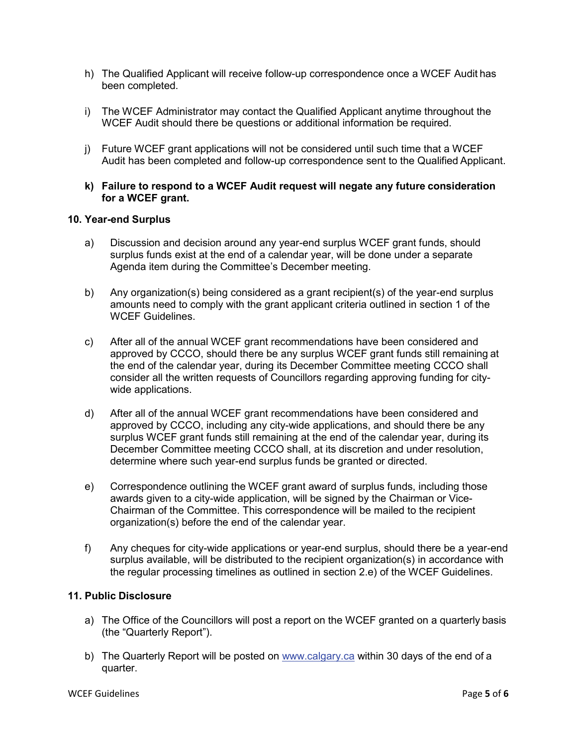h) The Qualified Applicant will receive follow-up correspondence once a WCEF Audit has been completed.

i) The WCEF Administrator may contact the Qualified Applicant anytime throughout the WCEF Audit should there be questions or additional information be required.

j) Future WCEF grant applications will not be considered until such time that a WCEF Audit has been completed and follow-up correspondence sent to the Qualified Applicant.

**k) Failure to respond to a WCEF Audit request will negate any future consideration for a WCEF grant.**

### 10. Year-end Surplus

a) Discussion and decision around any year-end surplus WCEF grant funds, should surplus funds exist at the end of a calendar year, will be done under a separate Agenda item during the Committee's December meeting.

b) Any organization(s) being considered as a grant recipient(s) of the year-end surplus amounts need to comply with the grant applicant criteria outlined in section 1 of the WCEF Guidelines.

c) After all of the annual WCEF grant recommendations have been considered and approved by CCCO, should there be any surplus WCEF grant funds still remaining at the end of the calendar year, during its December Committee meeting CCCO shall consider all the written requests of Councillors regarding approving funding for city-wide applications.

d) After all of the annual WCEF grant recommendations have been considered and approved by CCCO, including any city-wide applications, and should there be any surplus WCEF grant funds still remaining at the end of the calendar year, during its December Committee meeting CCCO shall, at its discretion and under resolution, determine where such year-end surplus funds be granted or directed.

e) Correspondence outlining the WCEF grant award of surplus funds, including those awards given to a city-wide application, will be signed by the Chairman or Vice-Chairman of the Committee. This correspondence will be mailed to the recipient organization(s) before the end of the calendar year.

f) Any cheques for city-wide applications or year-end surplus, should there be a year-end surplus available, will be distributed to the recipient organization(s) in accordance with the regular processing timelines as outlined in section 2.e) of the WCEF Guidelines.

### 11. Public Disclosure

a) The Office of the Councillors will post a report on the WCEF granted on a quarterly basis (the "Quarterly Report").

b) The Quarterly Report will be posted on [www.calgary.ca](http://www.calgary.ca) within 30 days of the end of a quarter.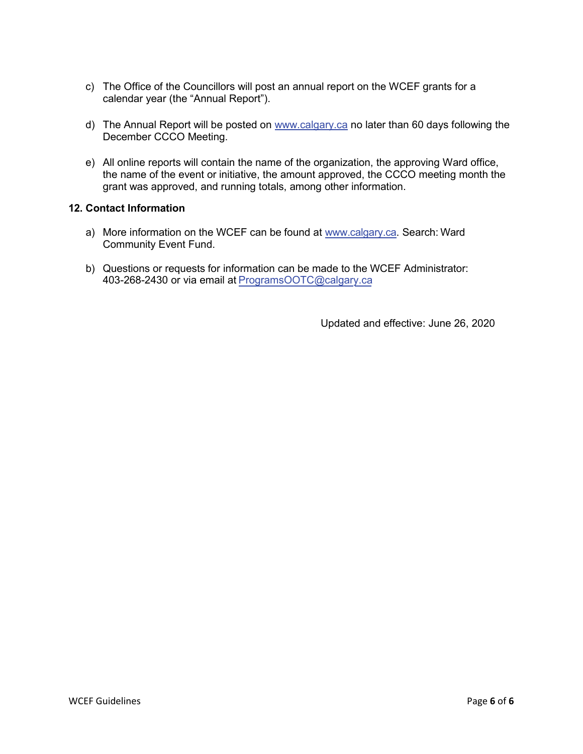c) The Office of the Councillors will post an annual report on the WCEF grants for a calendar year (the "Annual Report").

d) The Annual Report will be posted on www.calgary.ca no later than 60 days following the December CCCO Meeting.

e) All online reports will contain the name of the organization, the approving Ward office, the name of the event or initiative, the amount approved, the CCCO meeting month the grant was approved, and running totals, among other information.

**12. Contact Information**

a) More information on the WCEF can be found at www.calgary.ca. Search: Ward Community Event Fund.

b) Questions or requests for information can be made to the WCEF Administrator: 403-268-2430 or via email at ProgramsOOTC@calgary.ca

Updated and effective: June 26, 2020